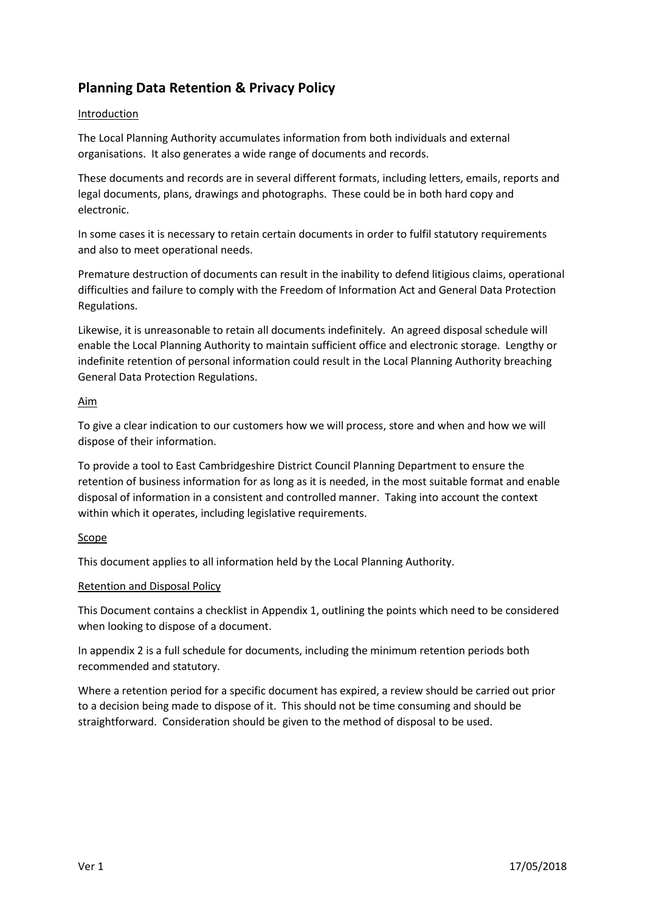# Planning Data Retention & Privacy Policy

## Introduction

The Local Planning Authority accumulates information from both individuals and external organisations. It also generates a wide range of documents and records.

These documents and records are in several different formats, including letters, emails, reports and legal documents, plans, drawings and photographs. These could be in both hard copy and electronic.

In some cases it is necessary to retain certain documents in order to fulfil statutory requirements and also to meet operational needs.

Premature destruction of documents can result in the inability to defend litigious claims, operational difficulties and failure to comply with the Freedom of Information Act and General Data Protection Regulations.

Likewise, it is unreasonable to retain all documents indefinitely. An agreed disposal schedule will enable the Local Planning Authority to maintain sufficient office and electronic storage. Lengthy or indefinite retention of personal information could result in the Local Planning Authority breaching General Data Protection Regulations.

## Aim

To give a clear indication to our customers how we will process, store and when and how we will dispose of their information.

To provide a tool to East Cambridgeshire District Council Planning Department to ensure the retention of business information for as long as it is needed, in the most suitable format and enable disposal of information in a consistent and controlled manner. Taking into account the context within which it operates, including legislative requirements.

## Scope

This document applies to all information held by the Local Planning Authority.

## Retention and Disposal Policy

This Document contains a checklist in Appendix 1, outlining the points which need to be considered when looking to dispose of a document.

In appendix 2 is a full schedule for documents, including the minimum retention periods both recommended and statutory.

Where a retention period for a specific document has expired, a review should be carried out prior to a decision being made to dispose of it. This should not be time consuming and should be straightforward. Consideration should be given to the method of disposal to be used.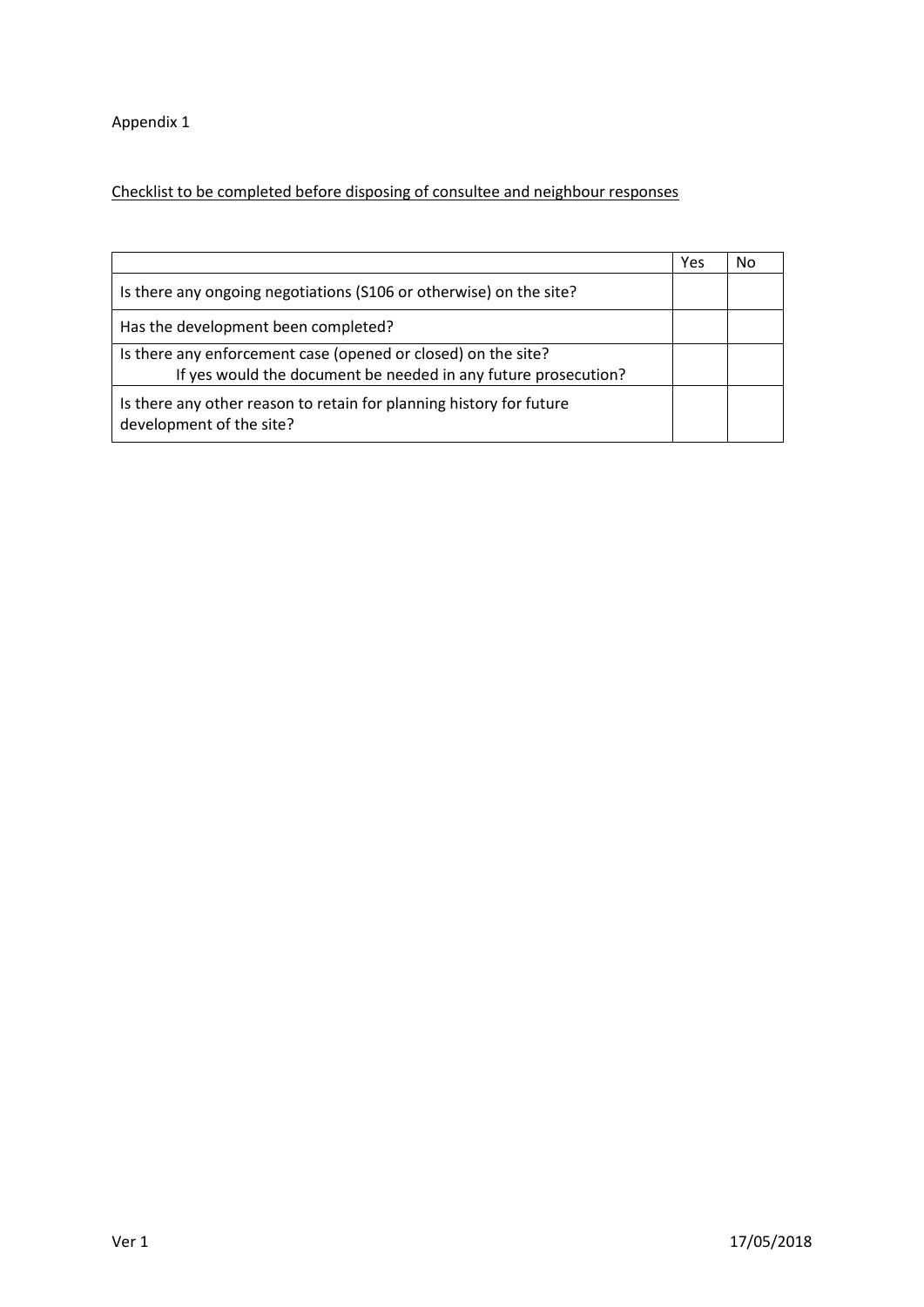Appendix 1

Checklist to be completed before disposing of consultee and neighbour responses

| | Yes | No |
|---|---|---|
| Is there any ongoing negotiations (S106 or otherwise) on the site? | | |
| Has the development been completed? | | |
| Is there any enforcement case (opened or closed) on the site?<br>If yes would the document be needed in any future prosecution? | | |
| Is there any other reason to retain for planning history for future development of the site? | | |

Ver 1 17/05/2018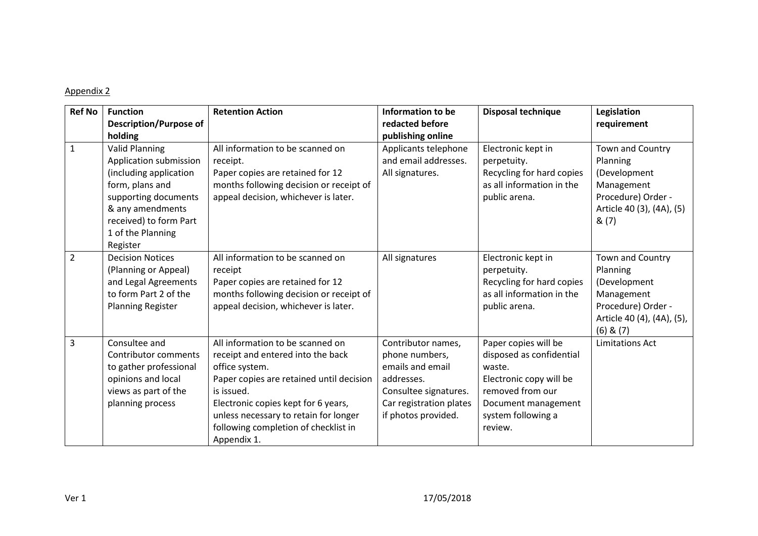Appendix 2

| Ref No | Function Description/Purpose of holding | Retention Action | Information to be redacted before publishing online | Disposal technique | Legislation requirement |
|---|---|---|---|---|---|
| 1 | Valid Planning Application submission (including application form, plans and supporting documents & any amendments received) to form Part 1 of the Planning Register | All information to be scanned on receipt. Paper copies are retained for 12 months following decision or receipt of appeal decision, whichever is later. | Applicants telephone and email addresses. All signatures. | Electronic kept in perpetuity. Recycling for hard copies as all information in the public arena. | Town and Country Planning (Development Management Procedure) Order - Article 40 (3), (4A), (5) & (7) |
| 2 | Decision Notices (Planning or Appeal) and Legal Agreements to form Part 2 of the Planning Register | All information to be scanned on receipt Paper copies are retained for 12 months following decision or receipt of appeal decision, whichever is later. | All signatures | Electronic kept in perpetuity. Recycling for hard copies as all information in the public arena. | Town and Country Planning (Development Management Procedure) Order - Article 40 (4), (4A), (5), (6) & (7) |
| 3 | Consultee and Contributor comments to gather professional opinions and local views as part of the planning process | All information to be scanned on receipt and entered into the back office system. Paper copies are retained until decision is issued. Electronic copies kept for 6 years, unless necessary to retain for longer following completion of checklist in Appendix 1. | Contributor names, phone numbers, emails and email addresses. Consultee signatures. Car registration plates if photos provided. | Paper copies will be disposed as confidential waste. Electronic copy will be removed from our Document management system following a review. | Limitations Act |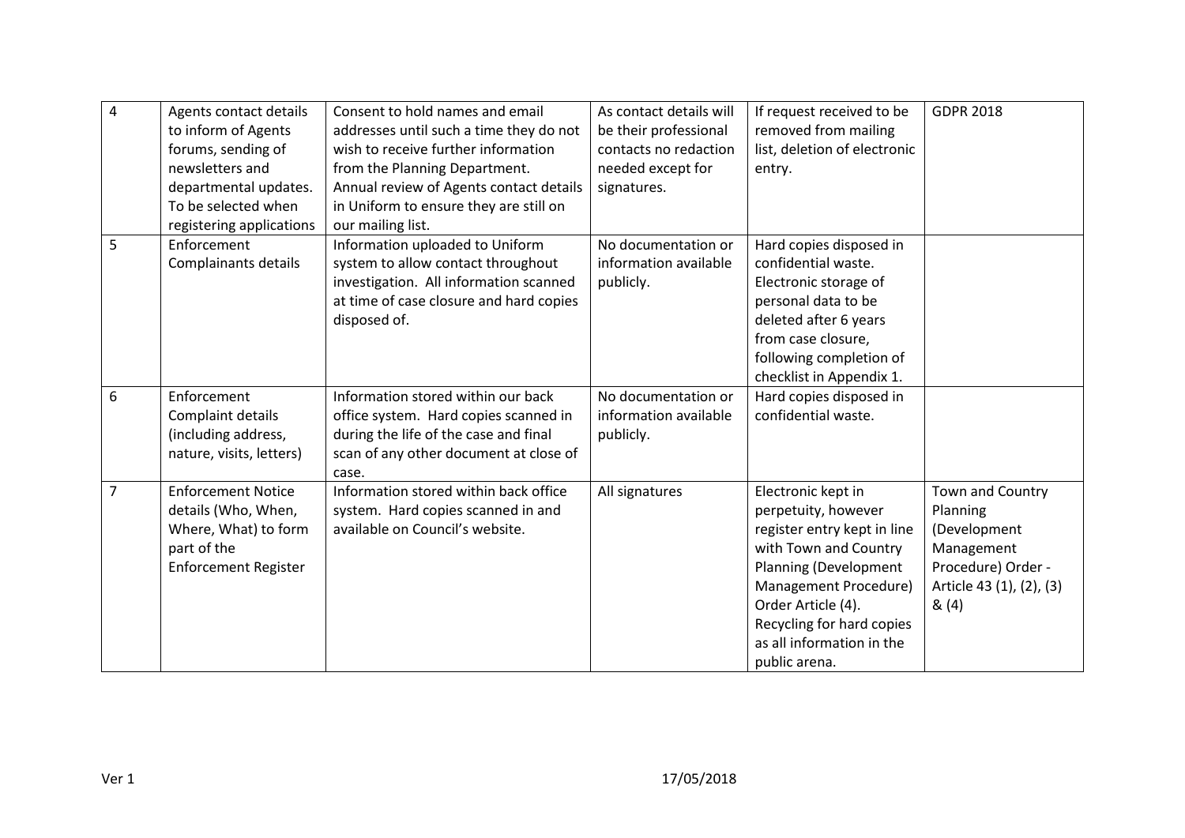| 4 | Agents contact details to inform of Agents forums, sending of newsletters and departmental updates. To be selected when registering applications | Consent to hold names and email addresses until such a time they do not wish to receive further information from the Planning Department. Annual review of Agents contact details in Uniform to ensure they are still on our mailing list. | As contact details will be their professional contacts no redaction needed except for signatures. | If request received to be removed from mailing list, deletion of electronic entry. | GDPR 2018 |
|---|---|---|---|---|---|
| 5 | Enforcement Complainants details | Information uploaded to Uniform system to allow contact throughout investigation. All information scanned at time of case closure and hard copies disposed of. | No documentation or information available publicly. | Hard copies disposed in confidential waste. Electronic storage of personal data to be deleted after 6 years from case closure, following completion of checklist in Appendix 1. | |
| 6 | Enforcement Complaint details (including address, nature, visits, letters) | Information stored within our back office system. Hard copies scanned in during the life of the case and final scan of any other document at close of case. | No documentation or information available publicly. | Hard copies disposed in confidential waste. | |
| 7 | Enforcement Notice details (Who, When, Where, What) to form part of the Enforcement Register | Information stored within back office system. Hard copies scanned in and available on Council's website. | All signatures | Electronic kept in perpetuity, however register entry kept in line with Town and Country Planning (Development Management Procedure) Order Article (4). Recycling for hard copies as all information in the public arena. | Town and Country Planning (Development Management Procedure) Order - Article 43 (1), (2), (3) & (4) |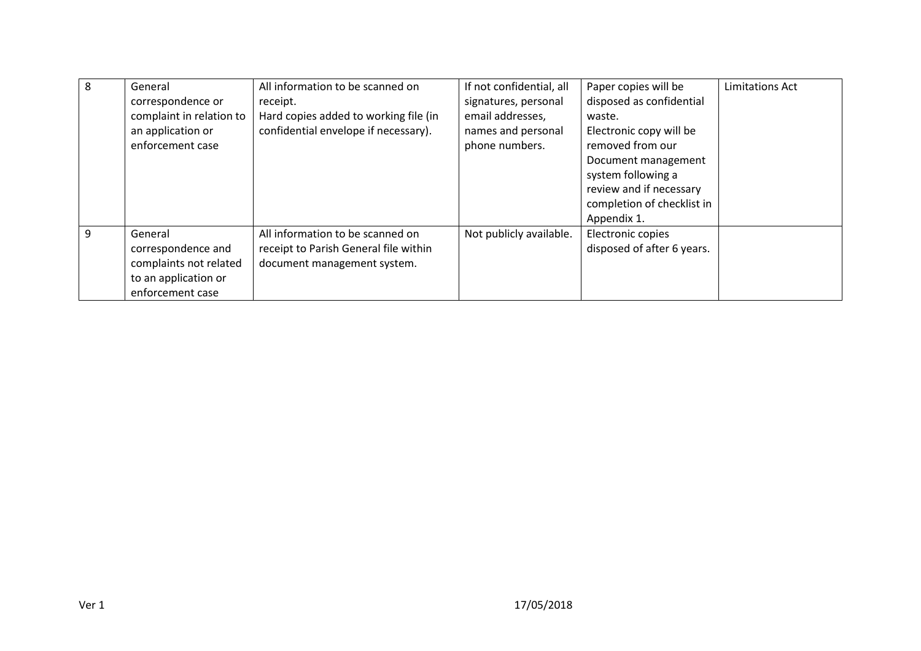| | | | | | |
|---|---|---|---|---|---|
| 8 | General correspondence or complaint in relation to an application or enforcement case | All information to be scanned on receipt.<br>Hard copies added to working file (in confidential envelope if necessary). | If not confidential, all signatures, personal email addresses, names and personal phone numbers. | Paper copies will be disposed as confidential waste.<br>Electronic copy will be removed from our Document management system following a review and if necessary completion of checklist in Appendix 1. | Limitations Act |
| 9 | General correspondence and complaints not related to an application or enforcement case | All information to be scanned on receipt to Parish General file within document management system. | Not publicly available. | Electronic copies disposed of after 6 years. | |

Ver 1 17/05/2018